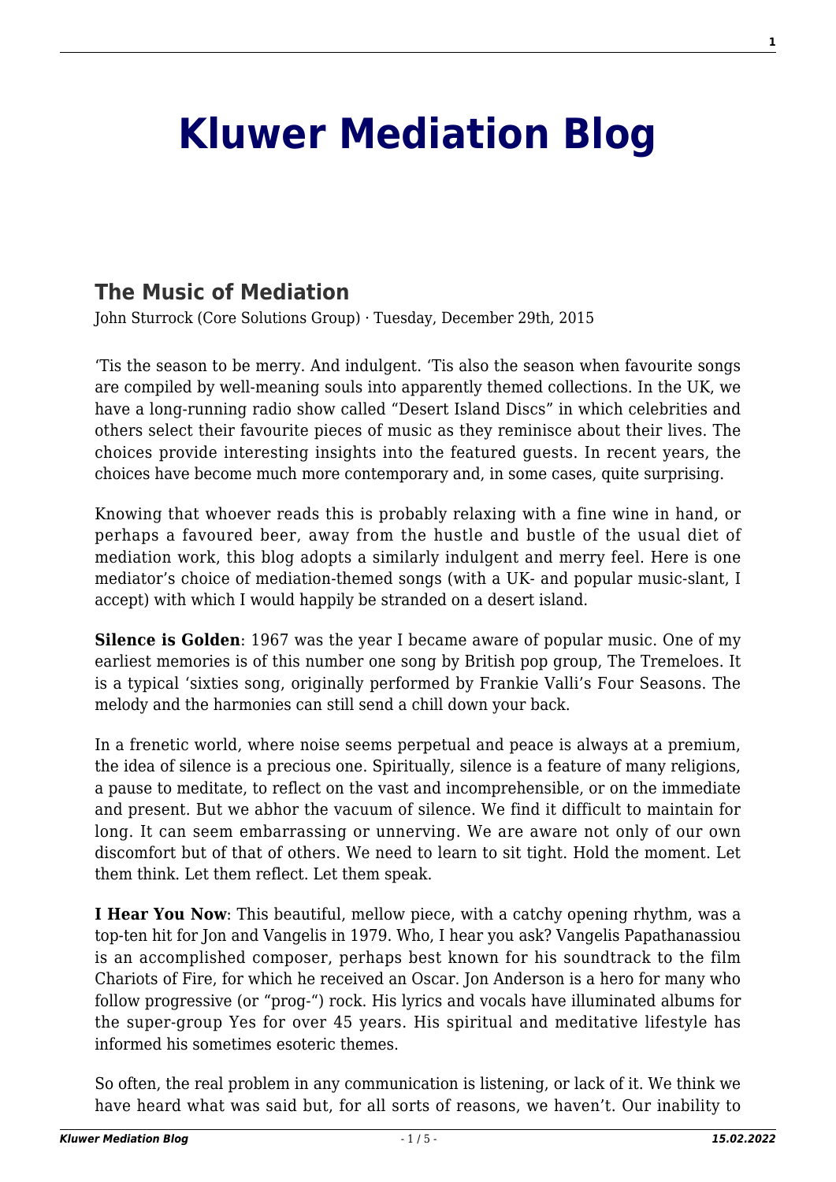# Kluwer Mediation Blog

## The Music of Mediation

John Sturrock (Core Solutions Group) · Tuesday, December 29th, 2015

'Tis the season to be merry. And indulgent. 'Tis also the season when favourite songs are compiled by well-meaning souls into apparently themed collections. In the UK, we have a long-running radio show called "Desert Island Discs" in which celebrities and others select their favourite pieces of music as they reminisce about their lives. The choices provide interesting insights into the featured guests. In recent years, the choices have become much more contemporary and, in some cases, quite surprising.

Knowing that whoever reads this is probably relaxing with a fine wine in hand, or perhaps a favoured beer, away from the hustle and bustle of the usual diet of mediation work, this blog adopts a similarly indulgent and merry feel. Here is one mediator's choice of mediation-themed songs (with a UK- and popular music-slant, I accept) with which I would happily be stranded on a desert island.

**Silence is Golden**: 1967 was the year I became aware of popular music. One of my earliest memories is of this number one song by British pop group, The Tremeloes. It is a typical 'sixties song, originally performed by Frankie Valli's Four Seasons. The melody and the harmonies can still send a chill down your back.

In a frenetic world, where noise seems perpetual and peace is always at a premium, the idea of silence is a precious one. Spiritually, silence is a feature of many religions, a pause to meditate, to reflect on the vast and incomprehensible, or on the immediate and present. But we abhor the vacuum of silence. We find it difficult to maintain for long. It can seem embarrassing or unnerving. We are aware not only of our own discomfort but of that of others. We need to learn to sit tight. Hold the moment. Let them think. Let them reflect. Let them speak.

**I Hear You Now**: This beautiful, mellow piece, with a catchy opening rhythm, was a top-ten hit for Jon and Vangelis in 1979. Who, I hear you ask? Vangelis Papathanassiou is an accomplished composer, perhaps best known for his soundtrack to the film Chariots of Fire, for which he received an Oscar. Jon Anderson is a hero for many who follow progressive (or "prog-") rock. His lyrics and vocals have illuminated albums for the super-group Yes for over 45 years. His spiritual and meditative lifestyle has informed his sometimes esoteric themes.

So often, the real problem in any communication is listening, or lack of it. We think we have heard what was said but, for all sorts of reasons, we haven't. Our inability to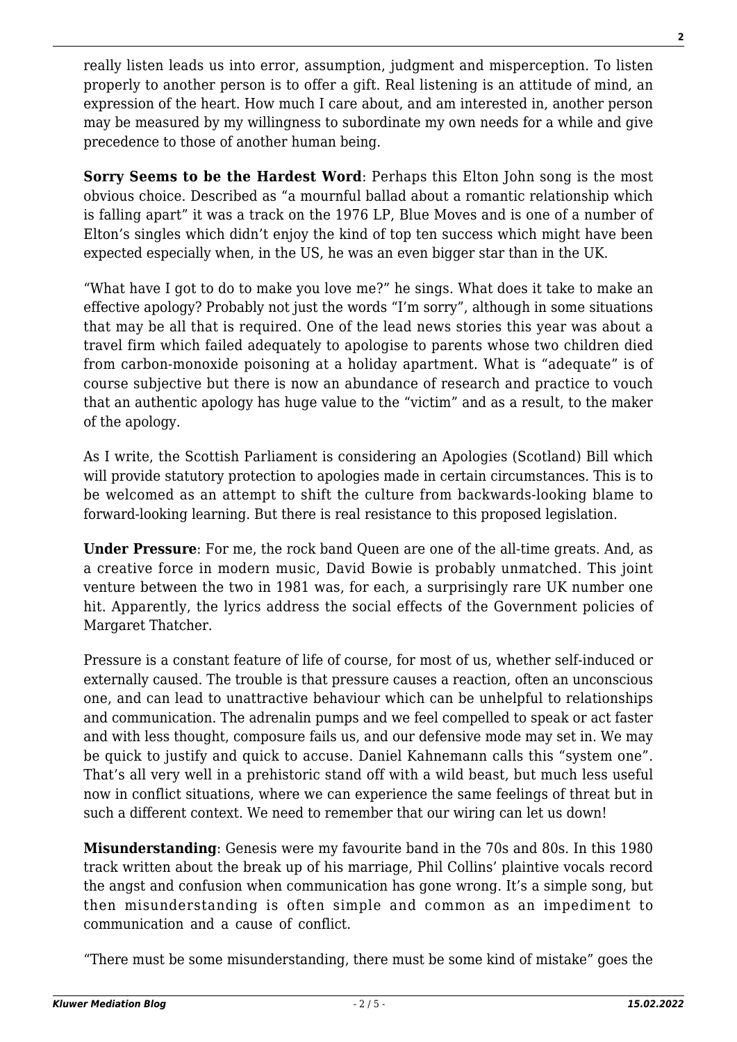really listen leads us into error, assumption, judgment and misperception. To listen properly to another person is to offer a gift. Real listening is an attitude of mind, an expression of the heart. How much I care about, and am interested in, another person may be measured by my willingness to subordinate my own needs for a while and give precedence to those of another human being.

**Sorry Seems to be the Hardest Word**: Perhaps this Elton John song is the most obvious choice. Described as "a mournful ballad about a romantic relationship which is falling apart" it was a track on the 1976 LP, Blue Moves and is one of a number of Elton's singles which didn't enjoy the kind of top ten success which might have been expected especially when, in the US, he was an even bigger star than in the UK.

"What have I got to do to make you love me?" he sings. What does it take to make an effective apology? Probably not just the words "I'm sorry", although in some situations that may be all that is required. One of the lead news stories this year was about a travel firm which failed adequately to apologise to parents whose two children died from carbon-monoxide poisoning at a holiday apartment. What is "adequate" is of course subjective but there is now an abundance of research and practice to vouch that an authentic apology has huge value to the "victim" and as a result, to the maker of the apology.

As I write, the Scottish Parliament is considering an Apologies (Scotland) Bill which will provide statutory protection to apologies made in certain circumstances. This is to be welcomed as an attempt to shift the culture from backwards-looking blame to forward-looking learning. But there is real resistance to this proposed legislation.

**Under Pressure**: For me, the rock band Queen are one of the all-time greats. And, as a creative force in modern music, David Bowie is probably unmatched. This joint venture between the two in 1981 was, for each, a surprisingly rare UK number one hit. Apparently, the lyrics address the social effects of the Government policies of Margaret Thatcher.

Pressure is a constant feature of life of course, for most of us, whether self-induced or externally caused. The trouble is that pressure causes a reaction, often an unconscious one, and can lead to unattractive behaviour which can be unhelpful to relationships and communication. The adrenalin pumps and we feel compelled to speak or act faster and with less thought, composure fails us, and our defensive mode may set in. We may be quick to justify and quick to accuse. Daniel Kahnemann calls this "system one". That's all very well in a prehistoric stand off with a wild beast, but much less useful now in conflict situations, where we can experience the same feelings of threat but in such a different context. We need to remember that our wiring can let us down!

**Misunderstanding**: Genesis were my favourite band in the 70s and 80s. In this 1980 track written about the break up of his marriage, Phil Collins' plaintive vocals record the angst and confusion when communication has gone wrong. It's a simple song, but then misunderstanding is often simple and common as an impediment to communication and a cause of conflict.

"There must be some misunderstanding, there must be some kind of mistake" goes the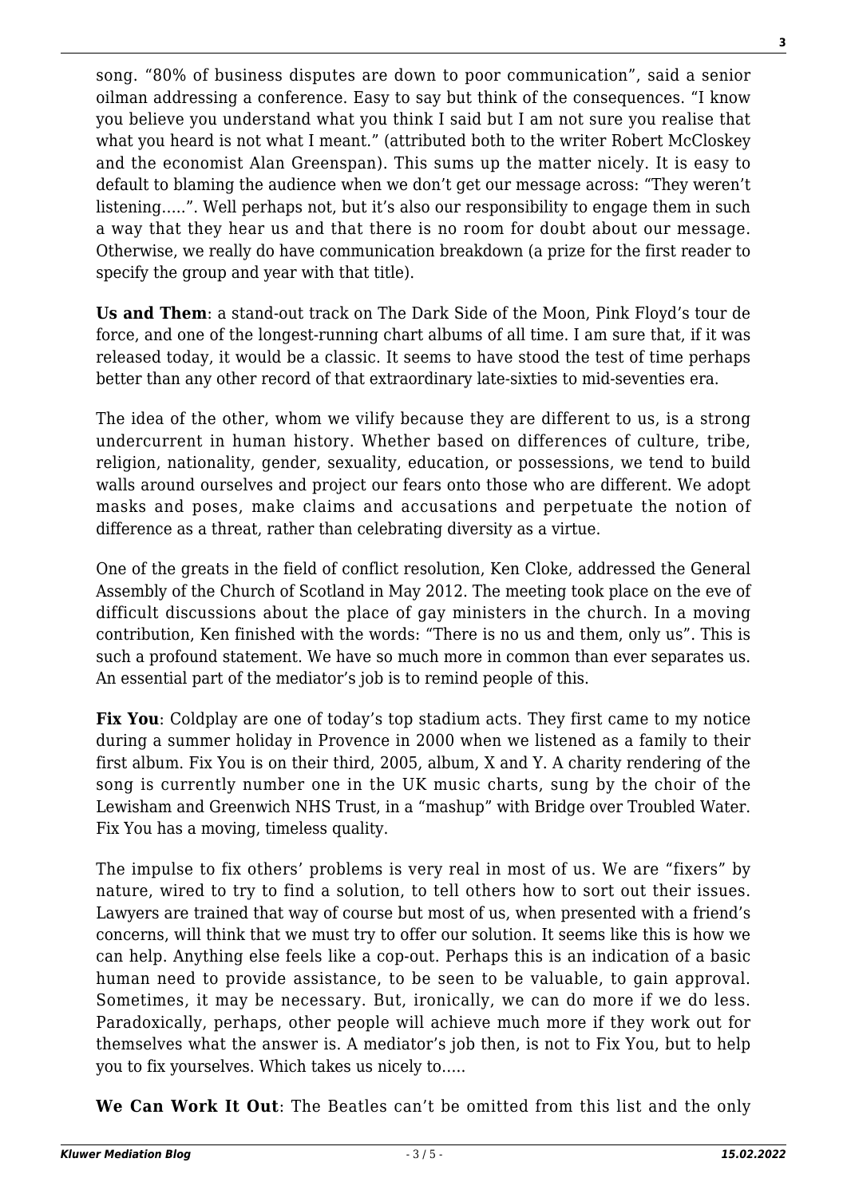song. "80% of business disputes are down to poor communication", said a senior oilman addressing a conference. Easy to say but think of the consequences. "I know you believe you understand what you think I said but I am not sure you realise that what you heard is not what I meant." (attributed both to the writer Robert McCloskey and the economist Alan Greenspan). This sums up the matter nicely. It is easy to default to blaming the audience when we don't get our message across: "They weren't listening.....". Well perhaps not, but it's also our responsibility to engage them in such a way that they hear us and that there is no room for doubt about our message. Otherwise, we really do have communication breakdown (a prize for the first reader to specify the group and year with that title).

**Us and Them**: a stand-out track on The Dark Side of the Moon, Pink Floyd's tour de force, and one of the longest-running chart albums of all time. I am sure that, if it was released today, it would be a classic. It seems to have stood the test of time perhaps better than any other record of that extraordinary late-sixties to mid-seventies era.

The idea of the other, whom we vilify because they are different to us, is a strong undercurrent in human history. Whether based on differences of culture, tribe, religion, nationality, gender, sexuality, education, or possessions, we tend to build walls around ourselves and project our fears onto those who are different. We adopt masks and poses, make claims and accusations and perpetuate the notion of difference as a threat, rather than celebrating diversity as a virtue.

One of the greats in the field of conflict resolution, Ken Cloke, addressed the General Assembly of the Church of Scotland in May 2012. The meeting took place on the eve of difficult discussions about the place of gay ministers in the church. In a moving contribution, Ken finished with the words: "There is no us and them, only us". This is such a profound statement. We have so much more in common than ever separates us. An essential part of the mediator's job is to remind people of this.

**Fix You**: Coldplay are one of today's top stadium acts. They first came to my notice during a summer holiday in Provence in 2000 when we listened as a family to their first album. Fix You is on their third, 2005, album, X and Y. A charity rendering of the song is currently number one in the UK music charts, sung by the choir of the Lewisham and Greenwich NHS Trust, in a "mashup" with Bridge over Troubled Water. Fix You has a moving, timeless quality.

The impulse to fix others' problems is very real in most of us. We are "fixers" by nature, wired to try to find a solution, to tell others how to sort out their issues. Lawyers are trained that way of course but most of us, when presented with a friend's concerns, will think that we must try to offer our solution. It seems like this is how we can help. Anything else feels like a cop-out. Perhaps this is an indication of a basic human need to provide assistance, to be seen to be valuable, to gain approval. Sometimes, it may be necessary. But, ironically, we can do more if we do less. Paradoxically, perhaps, other people will achieve much more if they work out for themselves what the answer is. A mediator's job then, is not to Fix You, but to help you to fix yourselves. Which takes us nicely to.....

**We Can Work It Out**: The Beatles can't be omitted from this list and the only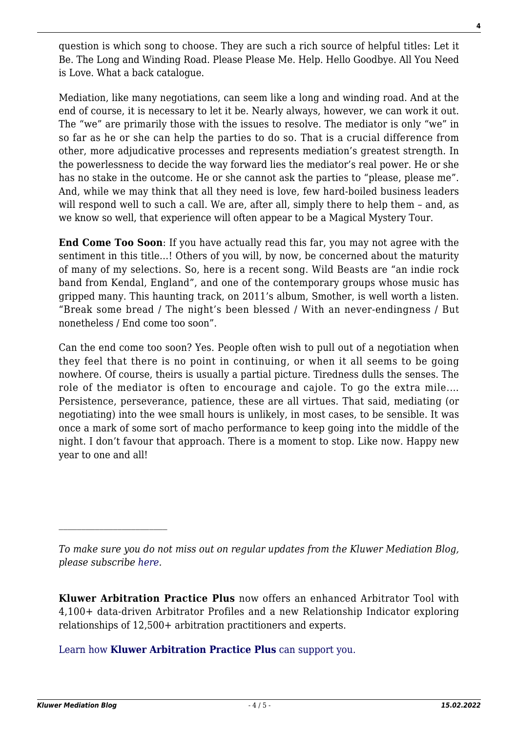question is which song to choose. They are such a rich source of helpful titles: Let it Be. The Long and Winding Road. Please Please Me. Help. Hello Goodbye. All You Need is Love. What a back catalogue.

Mediation, like many negotiations, can seem like a long and winding road. And at the end of course, it is necessary to let it be. Nearly always, however, we can work it out. The "we" are primarily those with the issues to resolve. The mediator is only "we" in so far as he or she can help the parties to do so. That is a crucial difference from other, more adjudicative processes and represents mediation's greatest strength. In the powerlessness to decide the way forward lies the mediator's real power. He or she has no stake in the outcome. He or she cannot ask the parties to "please, please me". And, while we may think that all they need is love, few hard-boiled business leaders will respond well to such a call. We are, after all, simply there to help them – and, as we know so well, that experience will often appear to be a Magical Mystery Tour.

**End Come Too Soon**: If you have actually read this far, you may not agree with the sentiment in this title…! Others of you will, by now, be concerned about the maturity of many of my selections. So, here is a recent song. Wild Beasts are "an indie rock band from Kendal, England", and one of the contemporary groups whose music has gripped many. This haunting track, on 2011's album, Smother, is well worth a listen. "Break some bread / The night's been blessed / With an never-endingness / But nonetheless / End come too soon".

Can the end come too soon? Yes. People often wish to pull out of a negotiation when they feel that there is no point in continuing, or when it all seems to be going nowhere. Of course, theirs is usually a partial picture. Tiredness dulls the senses. The role of the mediator is often to encourage and cajole. To go the extra mile…. Persistence, perseverance, patience, these are all virtues. That said, mediating (or negotiating) into the wee small hours is unlikely, in most cases, to be sensible. It was once a mark of some sort of macho performance to keep going into the middle of the night. I don't favour that approach. There is a moment to stop. Like now. Happy new year to one and all!

---

*To make sure you do not miss out on regular updates from the Kluwer Mediation Blog, please subscribe here.*

**Kluwer Arbitration Practice Plus** now offers an enhanced Arbitrator Tool with 4,100+ data-driven Arbitrator Profiles and a new Relationship Indicator exploring relationships of 12,500+ arbitration practitioners and experts.

Learn how **Kluwer Arbitration Practice Plus** can support you.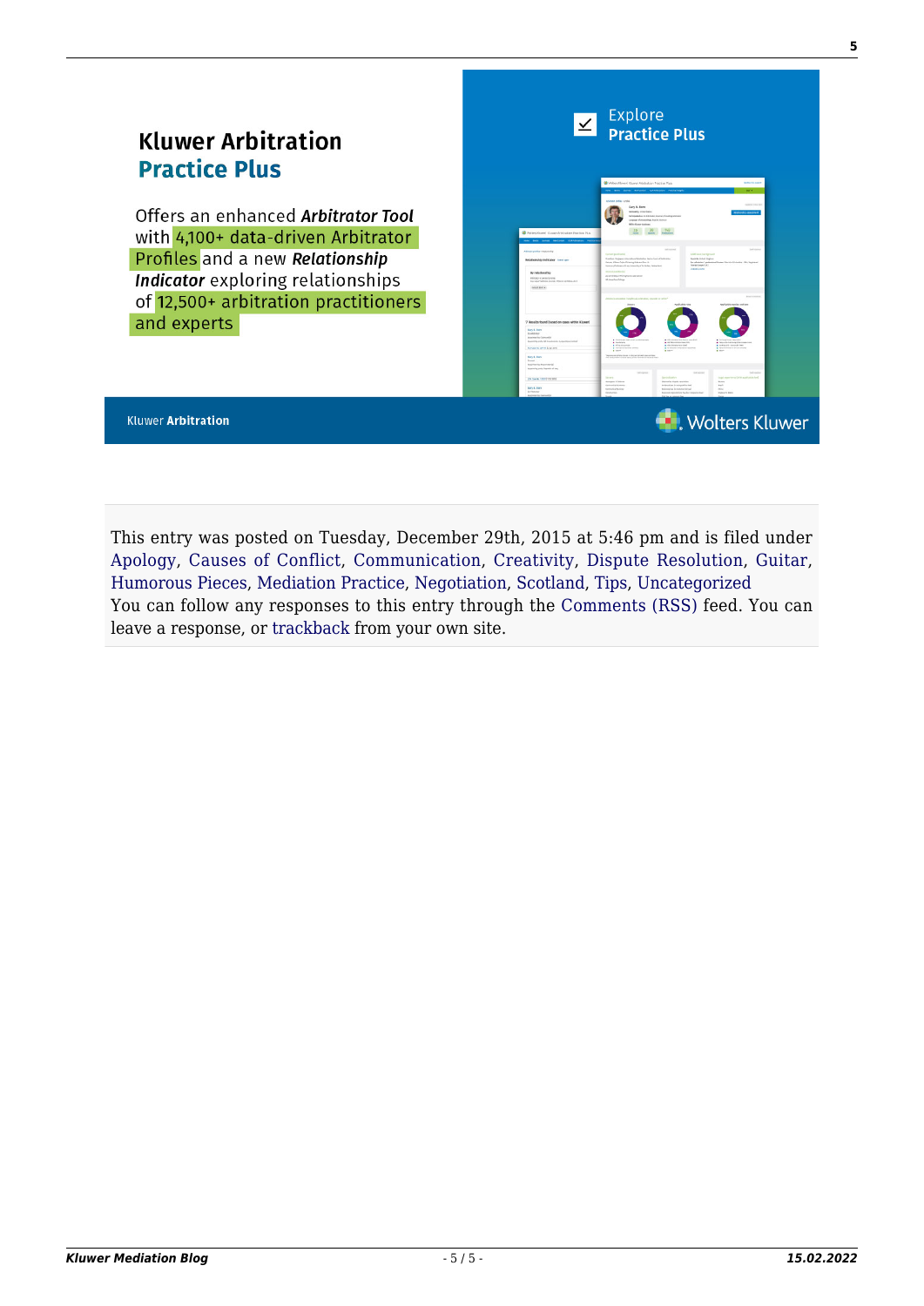**Kluwer Arbitration**
**Practice Plus**

Offers an enhanced ***Arbitrator Tool*** with 4,100+ data-driven Arbitrator Profiles and a new ***Relationship Indicator*** exploring relationships of 12,500+ arbitration practitioners and experts

Explore
**Practice Plus**

Kluwer **Arbitration**

Wolters Kluwer

This entry was posted on Tuesday, December 29th, 2015 at 5:46 pm and is filed under Apology, Causes of Conflict, Communication, Creativity, Dispute Resolution, Guitar, Humorous Pieces, Mediation Practice, Negotiation, Scotland, Tips, Uncategorized
You can follow any responses to this entry through the Comments (RSS) feed. You can leave a response, or trackback from your own site.